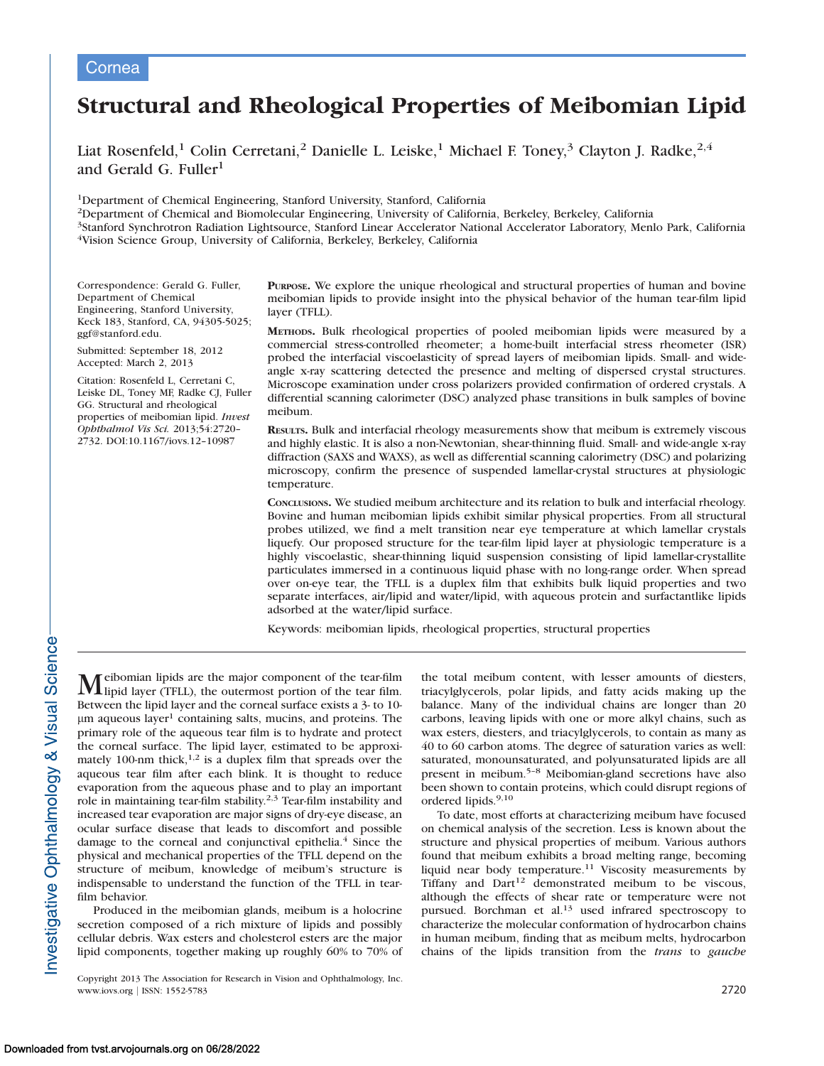Cornea

# Structural and Rheological Properties of Meibomian Lipid

Liat Rosenfeld,[1] Colin Cerretani,[2] Danielle L. Leiske,[1] Michael F. Toney,[3] Clayton J. Radke,[2,4] and Gerald G. Fuller[1]

[1]Department of Chemical Engineering, Stanford University, Stanford, California
[2]Department of Chemical and Biomolecular Engineering, University of California, Berkeley, Berkeley, California
[3]Stanford Synchrotron Radiation Lightsource, Stanford Linear Accelerator National Accelerator Laboratory, Menlo Park, California
[4]Vision Science Group, University of California, Berkeley, Berkeley, California

Correspondence: Gerald G. Fuller, Department of Chemical Engineering, Stanford University, Keck 183, Stanford, CA, 94305-5025; ggf@stanford.edu.

Submitted: September 18, 2012
Accepted: March 2, 2013

Citation: Rosenfeld L, Cerretani C, Leiske DL, Toney MF, Radke CJ, Fuller GG. Structural and rheological properties of meibomian lipid. *Invest Ophthalmol Vis Sci.* 2013;54:2720–2732. DOI:10.1167/iovs.12-10987

**Purpose.** We explore the unique rheological and structural properties of human and bovine meibomian lipids to provide insight into the physical behavior of the human tear-film lipid layer (TFLL).

**Methods.** Bulk rheological properties of pooled meibomian lipids were measured by a commercial stress-controlled rheometer; a home-built interfacial stress rheometer (ISR) probed the interfacial viscoelasticity of spread layers of meibomian lipids. Small- and wide-angle x-ray scattering detected the presence and melting of dispersed crystal structures. Microscope examination under cross polarizers provided confirmation of ordered crystals. A differential scanning calorimeter (DSC) analyzed phase transitions in bulk samples of bovine meibum.

**Results.** Bulk and interfacial rheology measurements show that meibum is extremely viscous and highly elastic. It is also a non-Newtonian, shear-thinning fluid. Small- and wide-angle x-ray diffraction (SAXS and WAXS), as well as differential scanning calorimetry (DSC) and polarizing microscopy, confirm the presence of suspended lamellar-crystal structures at physiologic temperature.

**Conclusions.** We studied meibum architecture and its relation to bulk and interfacial rheology. Bovine and human meibomian lipids exhibit similar physical properties. From all structural probes utilized, we find a melt transition near eye temperature at which lamellar crystals liquefy. Our proposed structure for the tear-film lipid layer at physiologic temperature is a highly viscoelastic, shear-thinning liquid suspension consisting of lipid lamellar-crystallite particulates immersed in a continuous liquid phase with no long-range order. When spread over on-eye tear, the TFLL is a duplex film that exhibits bulk liquid properties and two separate interfaces, air/lipid and water/lipid, with aqueous protein and surfactantlike lipids adsorbed at the water/lipid surface.

Keywords: meibomian lipids, rheological properties, structural properties

Meibomian lipids are the major component of the tear-film lipid layer (TFLL), the outermost portion of the tear film. Between the lipid layer and the corneal surface exists a 3- to 10-µm aqueous layer[1] containing salts, mucins, and proteins. The primary role of the aqueous tear film is to hydrate and protect the corneal surface. The lipid layer, estimated to be approximately 100-nm thick,[1,2] is a duplex film that spreads over the aqueous tear film after each blink. It is thought to reduce evaporation from the aqueous phase and to play an important role in maintaining tear-film stability.[2,3] Tear-film instability and increased tear evaporation are major signs of dry-eye disease, an ocular surface disease that leads to discomfort and possible damage to the corneal and conjunctival epithelia.[4] Since the physical and mechanical properties of the TFLL depend on the structure of meibum, knowledge of meibum's structure is indispensable to understand the function of the TFLL in tear-film behavior.

Produced in the meibomian glands, meibum is a holocrine secretion composed of a rich mixture of lipids and possibly cellular debris. Wax esters and cholesterol esters are the major lipid components, together making up roughly 60% to 70% of the total meibum content, with lesser amounts of diesters, triacylglycerols, polar lipids, and fatty acids making up the balance. Many of the individual chains are longer than 20 carbons, leaving lipids with one or more alkyl chains, such as wax esters, diesters, and triacylglycerols, to contain as many as 40 to 60 carbon atoms. The degree of saturation varies as well: saturated, monounsaturated, and polyunsaturated lipids are all present in meibum.[5–8] Meibomian-gland secretions have also been shown to contain proteins, which could disrupt regions of ordered lipids.[9,10]

To date, most efforts at characterizing meibum have focused on chemical analysis of the secretion. Less is known about the structure and physical properties of meibum. Various authors found that meibum exhibits a broad melting range, becoming liquid near body temperature.[11] Viscosity measurements by Tiffany and Dart[12] demonstrated meibum to be viscous, although the effects of shear rate or temperature were not pursued. Borchman et al.[13] used infrared spectroscopy to characterize the molecular conformation of hydrocarbon chains in human meibum, finding that as meibum melts, hydrocarbon chains of the lipids transition from the *trans* to *gauche*

Copyright 2013 The Association for Research in Vision and Ophthalmology, Inc.
www.iovs.org | ISSN: 1552-5783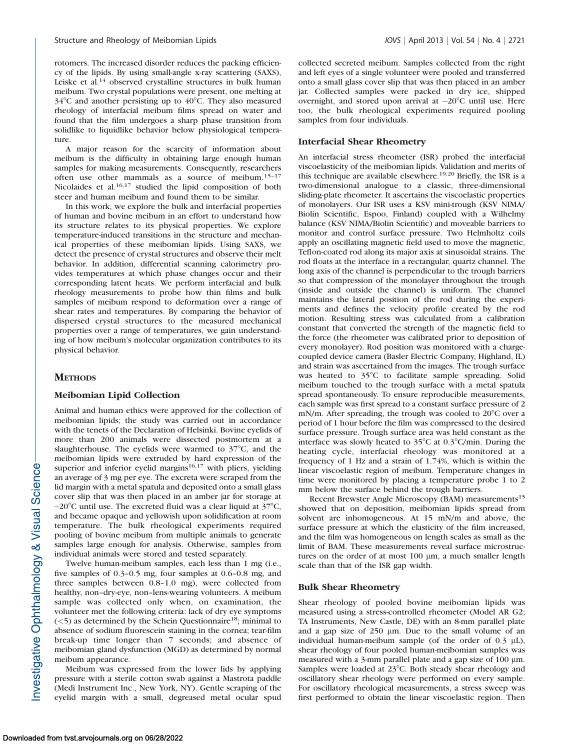rotomers. The increased disorder reduces the packing efficiency of the lipids. By using small-angle x-ray scattering (SAXS), Leiske et al.[14] observed crystalline structures in bulk human meibum. Two crystal populations were present, one melting at 34°C and another persisting up to 40°C. They also measured rheology of interfacial meibum films spread on water and found that the film undergoes a sharp phase transition from solidlike to liquidlike behavior below physiological temperature.

A major reason for the scarcity of information about meibum is the difficulty in obtaining large enough human samples for making measurements. Consequently, researchers often use other mammals as a source of meibum.[15–17] Nicolaides et al.[16,17] studied the lipid composition of both steer and human meibum and found them to be similar.

In this work, we explore the bulk and interfacial properties of human and bovine meibum in an effort to understand how its structure relates to its physical properties. We explore temperature-induced transitions in the structure and mechanical properties of these meibomian lipids. Using SAXS, we detect the presence of crystal structures and observe their melt behavior. In addition, differential scanning calorimetry provides temperatures at which phase changes occur and their corresponding latent heats. We perform interfacial and bulk rheology measurements to probe how thin films and bulk samples of meibum respond to deformation over a range of shear rates and temperatures. By comparing the behavior of dispersed crystal structures to the measured mechanical properties over a range of temperatures, we gain understanding of how meibum's molecular organization contributes to its physical behavior.

## Methods

### Meibomian Lipid Collection

Animal and human ethics were approved for the collection of meibomian lipids; the study was carried out in accordance with the tenets of the Declaration of Helsinki. Bovine eyelids of more than 200 animals were dissected postmortem at a slaughterhouse. The eyelids were warmed to 37°C, and the meibomian lipids were extruded by hard expression of the superior and inferior eyelid margins[16,17] with pliers, yielding an average of 3 mg per eye. The excreta were scraped from the lid margin with a metal spatula and deposited onto a small glass cover slip that was then placed in an amber jar for storage at −20°C until use. The excreted fluid was a clear liquid at 37°C, and became opaque and yellowish upon solidification at room temperature. The bulk rheological experiments required pooling of bovine meibum from multiple animals to generate samples large enough for analysis. Otherwise, samples from individual animals were stored and tested separately.

Twelve human-meibum samples, each less than 1 mg (i.e., five samples of 0.3–0.5 mg, four samples at 0.6–0.8 mg, and three samples between 0.8–1.0 mg), were collected from healthy, non–dry-eye, non–lens-wearing volunteers. A meibum sample was collected only when, on examination, the volunteer met the following criteria: lack of dry eye symptoms (<5) as determined by the Schein Questionnaire[18]; minimal to absence of sodium fluorescein staining in the cornea; tear-film break-up time longer than 7 seconds; and absence of meibomian gland dysfunction (MGD) as determined by normal meibum appearance.

Meibum was expressed from the lower lids by applying pressure with a sterile cotton swab against a Mastrota paddle (Medi Instrument Inc., New York, NY). Gentle scraping of the eyelid margin with a small, degreased metal ocular spud collected secreted meibum. Samples collected from the right and left eyes of a single volunteer were pooled and transferred onto a small glass cover slip that was then placed in an amber jar. Collected samples were packed in dry ice, shipped overnight, and stored upon arrival at −20°C until use. Here too, the bulk rheological experiments required pooling samples from four individuals.

### Interfacial Shear Rheometry

An interfacial stress rheometer (ISR) probed the interfacial viscoelasticity of the meibomian lipids. Validation and merits of this technique are available elsewhere.[19,20] Briefly, the ISR is a two-dimensional analogue to a classic, three-dimensional sliding-plate rheometer. It ascertains the viscoelastic properties of monolayers. Our ISR uses a KSV mini-trough (KSV NIMA/Biolin Scientific, Espoo, Finland) coupled with a Wilhelmy balance (KSV NIMA/Biolin Scientific) and moveable barriers to monitor and control surface pressure. Two Helmholtz coils apply an oscillating magnetic field used to move the magnetic, Teflon-coated rod along its major axis at sinusoidal strains. The rod floats at the interface in a rectangular, quartz channel. The long axis of the channel is perpendicular to the trough barriers so that compression of the monolayer throughout the trough (inside and outside the channel) is uniform. The channel maintains the lateral position of the rod during the experiments and defines the velocity profile created by the rod motion. Resulting stress was calculated from a calibration constant that converted the strength of the magnetic field to the force (the rheometer was calibrated prior to deposition of every monolayer). Rod position was monitored with a charge-coupled device camera (Basler Electric Company, Highland, IL) and strain was ascertained from the images. The trough surface was heated to 35°C to facilitate sample spreading. Solid meibum touched to the trough surface with a metal spatula spread spontaneously. To ensure reproducible measurements, each sample was first spread to a constant surface pressure of 2 mN/m. After spreading, the trough was cooled to 20°C over a period of 1 hour before the film was compressed to the desired surface pressure. Trough surface area was held constant as the interface was slowly heated to 35°C at 0.3°C/min. During the heating cycle, interfacial rheology was monitored at a frequency of 1 Hz and a strain of 1.74%, which is within the linear viscoelastic region of meibum. Temperature changes in time were monitored by placing a temperature probe 1 to 2 mm below the surface behind the trough barriers.

Recent Brewster Angle Microscopy (BAM) measurements[15] showed that on deposition, meibomian lipids spread from solvent are inhomogeneous. At 15 mN/m and above, the surface pressure at which the elasticity of the film increased, and the film was homogeneous on length scales as small as the limit of BAM. These measurements reveal surface microstructures on the order of at most 100 μm, a much smaller length scale than that of the ISR gap width.

### Bulk Shear Rheometry

Shear rheology of pooled bovine meibomian lipids was measured using a stress-controlled rheometer (Model AR G2; TA Instruments, New Castle, DE) with an 8-mm parallel plate and a gap size of 250 μm. Due to the small volume of an individual human-meibum sample (of the order of 0.3 μL), shear rheology of four pooled human-meibomian samples was measured with a 3-mm parallel plate and a gap size of 100 μm. Samples were loaded at 23°C. Both steady shear rheology and oscillatory shear rheology were performed on every sample. For oscillatory rheological measurements, a stress sweep was first performed to obtain the linear viscoelastic region. Then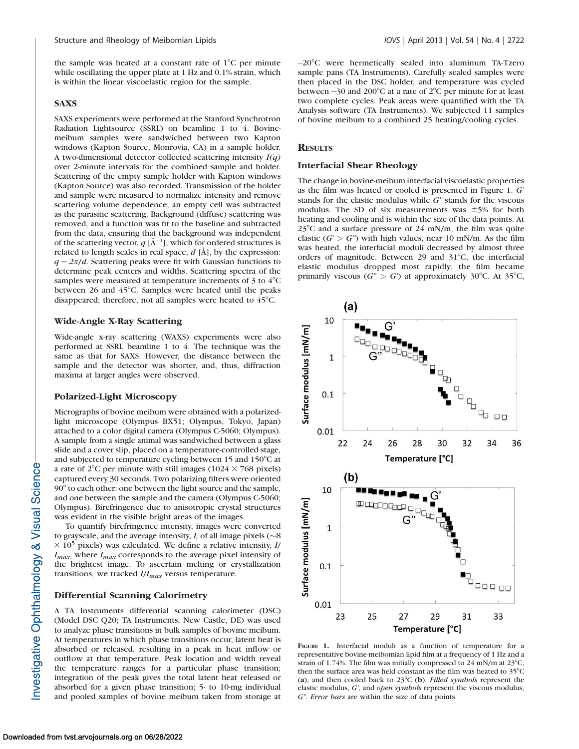the sample was heated at a constant rate of 1°C per minute while oscillating the upper plate at 1 Hz and 0.1% strain, which is within the linear viscoelastic region for the sample.

### SAXS

SAXS experiments were performed at the Stanford Synchrotron Radiation Lightsource (SSRL) on beamline 1 to 4. Bovine-meibum samples were sandwiched between two Kapton windows (Kapton Source, Monrovia, CA) in a sample holder. A two-dimensional detector collected scattering intensity $I(q)$ over 2-minute intervals for the combined sample and holder. Scattering of the empty sample holder with Kapton windows (Kapton Source) was also recorded. Transmission of the holder and sample were measured to normalize intensity and remove scattering volume dependence; an empty cell was subtracted as the parasitic scattering. Background (diffuse) scattering was removed, and a function was fit to the baseline and subtracted from the data, ensuring that the background was independent of the scattering vector, $q$ [Å$^{-1}$], which for ordered structures is related to length scales in real space, $d$ [Å], by the expression: $q = 2\pi/d$. Scattering peaks were fit with Gaussian functions to determine peak centers and widths. Scattering spectra of the samples were measured at temperature increments of 3 to 4°C between 26 and 45°C. Samples were heated until the peaks disappeared; therefore, not all samples were heated to 45°C.

### Wide-Angle X-Ray Scattering

Wide-angle x-ray scattering (WAXS) experiments were also performed at SSRL beamline 1 to 4. The technique was the same as that for SAXS. However, the distance between the sample and the detector was shorter, and, thus, diffraction maxima at larger angles were observed.

### Polarized-Light Microscopy

Micrographs of bovine meibum were obtained with a polarized-light microscope (Olympus BX51; Olympus, Tokyo, Japan) attached to a color digital camera (Olympus C-5060; Olympus). A sample from a single animal was sandwiched between a glass slide and a cover slip, placed on a temperature-controlled stage, and subjected to temperature cycling between 15 and 150°C at a rate of 2°C per minute with still images (1024 × 768 pixels) captured every 30 seconds. Two polarizing filters were oriented 90° to each other: one between the light source and the sample, and one between the sample and the camera (Olympus C-5060; Olympus). Birefringence due to anisotropic crystal structures was evident in the visible bright areas of the images.

To quantify birefringence intensity, images were converted to grayscale, and the average intensity, $I$, of all image pixels (~8 × 10$^5$ pixels) was calculated. We define a relative intensity, $I/I_{max}$, where $I_{max}$ corresponds to the average pixel intensity of the brightest image. To ascertain melting or crystallization transitions, we tracked $I/I_{max}$ versus temperature.

### Differential Scanning Calorimetry

A TA Instruments differential scanning calorimeter (DSC) (Model DSC Q20; TA Instruments, New Castle, DE) was used to analyze phase transitions in bulk samples of bovine meibum. At temperatures in which phase transitions occur, latent heat is absorbed or released, resulting in a peak in heat inflow or outflow at that temperature. Peak location and width reveal the temperature ranges for a particular phase transition; integration of the peak gives the total latent heat released or absorbed for a given phase transition; 5- to 10-mg individual and pooled samples of bovine meibum taken from storage at −20°C were hermetically sealed into aluminum TA-Tzero sample pans (TA Instruments). Carefully sealed samples were then placed in the DSC holder, and temperature was cycled between −30 and 200°C at a rate of 2°C per minute for at least two complete cycles. Peak areas were quantified with the TA Analysis software (TA Instruments). We subjected 11 samples of bovine meibum to a combined 25 heating/cooling cycles.

## Results

### Interfacial Shear Rheology

The change in bovine-meibum interfacial viscoelastic properties as the film was heated or cooled is presented in Figure 1. $G'$ stands for the elastic modulus while $G''$ stands for the viscous modulus. The SD of six measurements was ±5% for both heating and cooling and is within the size of the data points. At 23°C and a surface pressure of 24 mN/m, the film was quite elastic ($G' > G''$) with high values, near 10 mN/m. As the film was heated, the interfacial moduli decreased by almost three orders of magnitude. Between 29 and 31°C, the interfacial elastic modulus dropped most rapidly; the film became primarily viscous ($G'' > G'$) at approximately 30°C. At 35°C,

**Figure 1.** Interfacial moduli as a function of temperature for a representative bovine-meibomian lipid film at a frequency of 1 Hz and a strain of 1.74%. The film was initially compressed to 24 mN/m at 23°C, then the surface area was held constant as the film was heated to 35°C (**a**), and then cooled back to 23°C (**b**). *Filled symbols* represent the elastic modulus, $G'$, and *open symbols* represent the viscous modulus, $G''$. *Error bars* are within the size of data points.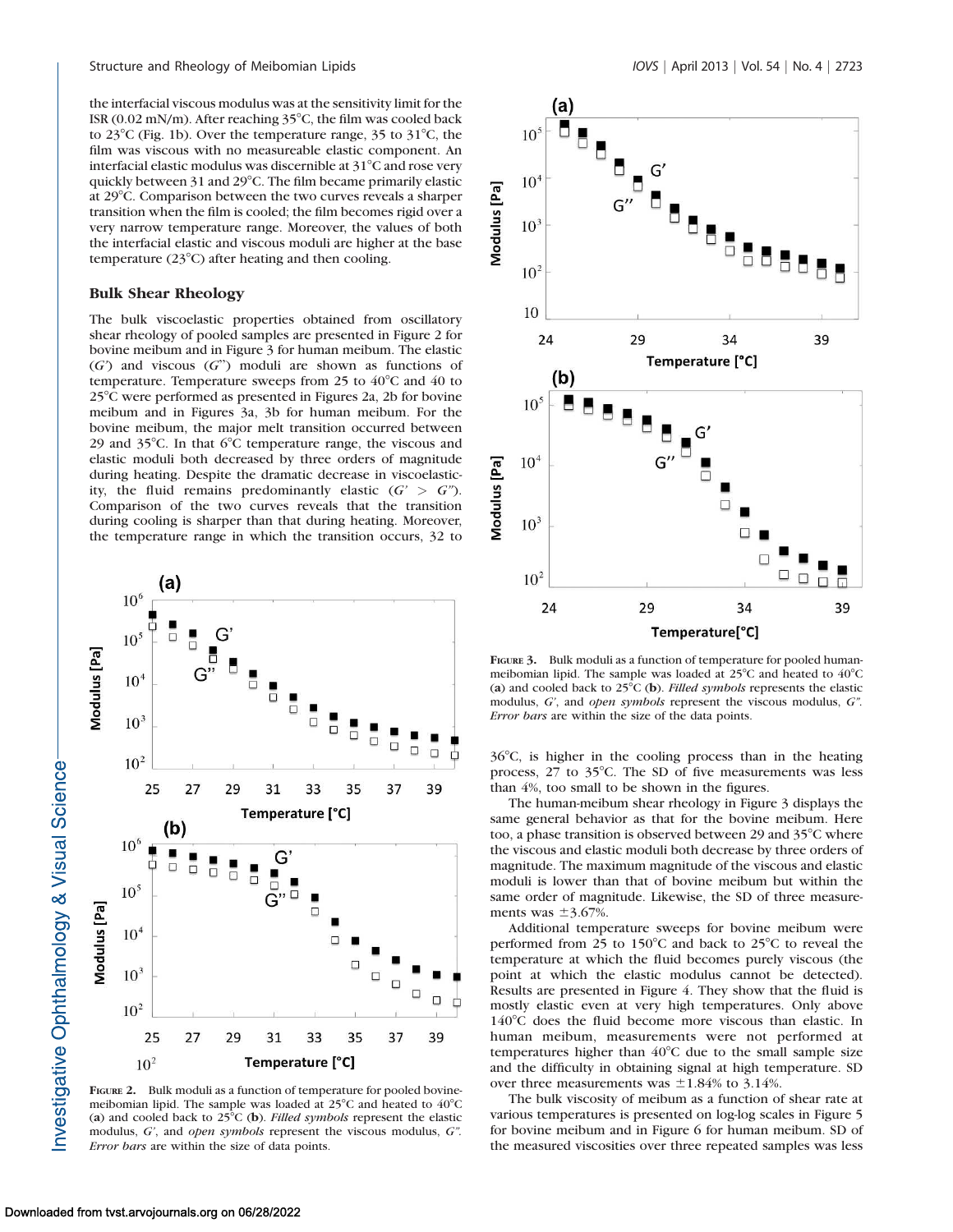the interfacial viscous modulus was at the sensitivity limit for the ISR (0.02 mN/m). After reaching 35°C, the film was cooled back to 23°C (Fig. 1b). Over the temperature range, 35 to 31°C, the film was viscous with no measureable elastic component. An interfacial elastic modulus was discernible at 31°C and rose very quickly between 31 and 29°C. The film became primarily elastic at 29°C. Comparison between the two curves reveals a sharper transition when the film is cooled; the film becomes rigid over a very narrow temperature range. Moreover, the values of both the interfacial elastic and viscous moduli are higher at the base temperature (23°C) after heating and then cooling.

### Bulk Shear Rheology

The bulk viscoelastic properties obtained from oscillatory shear rheology of pooled samples are presented in Figure 2 for bovine meibum and in Figure 3 for human meibum. The elastic ($G'$) and viscous ($G''$) moduli are shown as functions of temperature. Temperature sweeps from 25 to 40°C and 40 to 25°C were performed as presented in Figures 2a, 2b for bovine meibum and in Figures 3a, 3b for human meibum. For the bovine meibum, the major melt transition occurred between 29 and 35°C. In that 6°C temperature range, the viscous and elastic moduli both decreased by three orders of magnitude during heating. Despite the dramatic decrease in viscoelasticity, the fluid remains predominantly elastic ($G' > G''$). Comparison of the two curves reveals that the transition during cooling is sharper than that during heating. Moreover, the temperature range in which the transition occurs, 32 to 36°C, is higher in the cooling process than in the heating process, 27 to 35°C. The SD of five measurements was less than 4%, too small to be shown in the figures.

FIGURE 2. Bulk moduli as a function of temperature for pooled bovine-meibomian lipid. The sample was loaded at 25°C and heated to 40°C (**a**) and cooled back to 25°C (**b**). *Filled symbols* represent the elastic modulus, $G'$, and *open symbols* represent the viscous modulus, $G''$. *Error bars* are within the size of data points.

FIGURE 3. Bulk moduli as a function of temperature for pooled human-meibomian lipid. The sample was loaded at 25°C and heated to 40°C (**a**) and cooled back to 25°C (**b**). *Filled symbols* represents the elastic modulus, $G'$, and *open symbols* represent the viscous modulus, $G''$. *Error bars* are within the size of the data points.

The human-meibum shear rheology in Figure 3 displays the same general behavior as that for the bovine meibum. Here too, a phase transition is observed between 29 and 35°C where the viscous and elastic moduli both decrease by three orders of magnitude. The maximum magnitude of the viscous and elastic moduli is lower than that of bovine meibum but within the same order of magnitude. Likewise, the SD of three measurements was ±3.67%.

Additional temperature sweeps for bovine meibum were performed from 25 to 150°C and back to 25°C to reveal the temperature at which the fluid becomes purely viscous (the point at which the elastic modulus cannot be detected). Results are presented in Figure 4. They show that the fluid is mostly elastic even at very high temperatures. Only above 140°C does the fluid become more viscous than elastic. In human meibum, measurements were not performed at temperatures higher than 40°C due to the small sample size and the difficulty in obtaining signal at high temperature. SD over three measurements was ±1.84% to 3.14%.

The bulk viscosity of meibum as a function of shear rate at various temperatures is presented on log-log scales in Figure 5 for bovine meibum and in Figure 6 for human meibum. SD of the measured viscosities over three repeated samples was less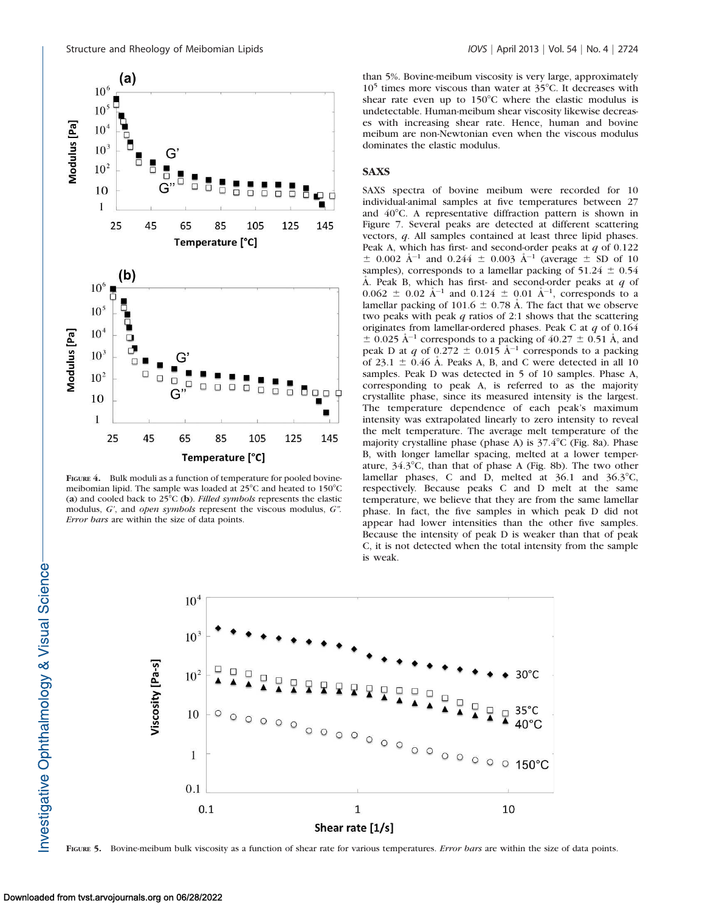FIGURE 4. Bulk moduli as a function of temperature for pooled bovine-meibomian lipid. The sample was loaded at 25°C and heated to 150°C (**a**) and cooled back to 25°C (**b**). *Filled symbols* represents the elastic modulus, *G'*, and *open symbols* represent the viscous modulus, *G"*. *Error bars* are within the size of data points.

than 5%. Bovine-meibum viscosity is very large, approximately $10^5$ times more viscous than water at 35°C. It decreases with shear rate even up to 150°C where the elastic modulus is undetectable. Human-meibum shear viscosity likewise decreases with increasing shear rate. Hence, human and bovine meibum are non-Newtonian even when the viscous modulus dominates the elastic modulus.

## SAXS

SAXS spectra of bovine meibum were recorded for 10 individual-animal samples at five temperatures between 27 and 40°C. A representative diffraction pattern is shown in Figure 7. Several peaks are detected at different scattering vectors, $q$. All samples contained at least three lipid phases. Peak A, which has first- and second-order peaks at $q$ of 0.122 $\pm$ 0.002 $\text{Å}^{-1}$ and 0.244 $\pm$ 0.003 $\text{Å}^{-1}$ (average $\pm$ SD of 10 samples), corresponds to a lamellar packing of 51.24 $\pm$ 0.54 Å. Peak B, which has first- and second-order peaks at $q$ of 0.062 $\pm$ 0.02 $\text{Å}^{-1}$ and 0.124 $\pm$ 0.01 $\text{Å}^{-1}$, corresponds to a lamellar packing of 101.6 $\pm$ 0.78 Å. The fact that we observe two peaks with peak $q$ ratios of 2:1 shows that the scattering originates from lamellar-ordered phases. Peak C at $q$ of 0.164 $\pm$ 0.025 $\text{Å}^{-1}$ corresponds to a packing of 40.27 $\pm$ 0.51 Å, and peak D at $q$ of 0.272 $\pm$ 0.015 $\text{Å}^{-1}$ corresponds to a packing of 23.1 $\pm$ 0.46 Å. Peaks A, B, and C were detected in all 10 samples. Peak D was detected in 5 of 10 samples. Phase A, corresponding to peak A, is referred to as the majority crystallite phase, since its measured intensity is the largest. The temperature dependence of each peak's maximum intensity was extrapolated linearly to zero intensity to reveal the melt temperature. The average melt temperature of the majority crystalline phase (phase A) is 37.4°C (Fig. 8a). Phase B, with longer lamellar spacing, melted at a lower temperature, 34.3°C, than that of phase A (Fig. 8b). The two other lamellar phases, C and D, melted at 36.1 and 36.3°C, respectively. Because peaks C and D melt at the same temperature, we believe that they are from the same lamellar phase. In fact, the five samples in which peak D did not appear had lower intensities than the other five samples. Because the intensity of peak D is weaker than that of peak C, it is not detected when the total intensity from the sample is weak.

FIGURE 5. Bovine-meibum bulk viscosity as a function of shear rate for various temperatures. *Error bars* are within the size of data points.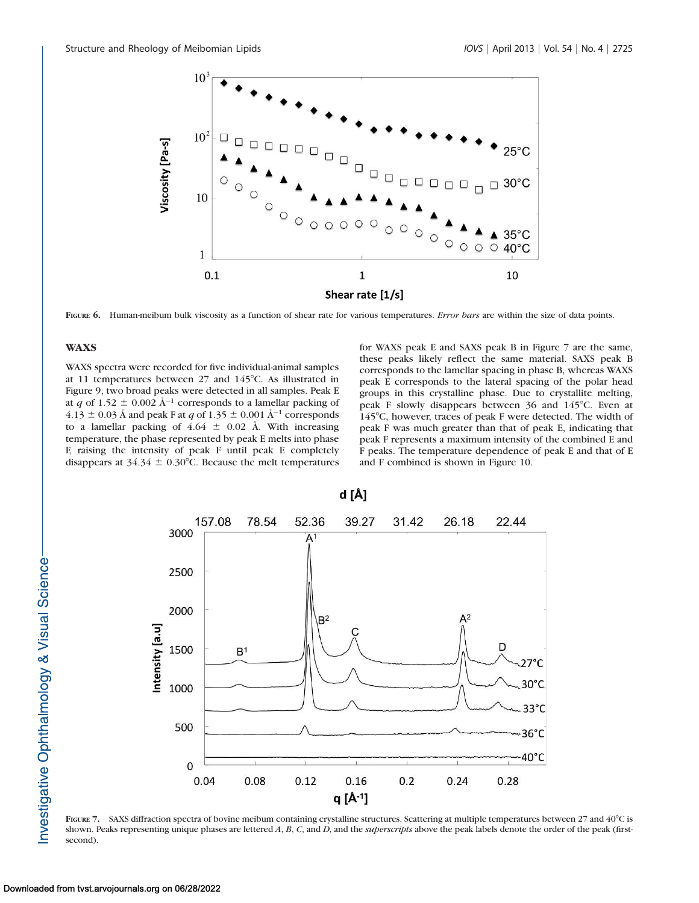FIGURE 6. Human-meibum bulk viscosity as a function of shear rate for various temperatures. *Error bars* are within the size of data points.

### WAXS

WAXS spectra were recorded for five individual-animal samples at 11 temperatures between 27 and 145°C. As illustrated in Figure 9, two broad peaks were detected in all samples. Peak E at $q$ of 1.52 ± 0.002 Å$^{-1}$ corresponds to a lamellar packing of 4.13 ± 0.03 Å and peak F at $q$ of 1.35 ± 0.001 Å$^{-1}$ corresponds to a lamellar packing of 4.64 ± 0.02 Å. With increasing temperature, the phase represented by peak E melts into phase F, raising the intensity of peak F until peak E completely disappears at 34.34 ± 0.30°C. Because the melt temperatures for WAXS peak E and SAXS peak B in Figure 7 are the same, these peaks likely reflect the same material. SAXS peak B corresponds to the lamellar spacing in phase B, whereas WAXS peak E corresponds to the lateral spacing of the polar head groups in this crystalline phase. Due to crystallite melting, peak F slowly disappears between 36 and 145°C. Even at 145°C, however, traces of peak F were detected. The width of peak F was much greater than that of peak E, indicating that peak F represents a maximum intensity of the combined E and F peaks. The temperature dependence of peak E and that of E and F combined is shown in Figure 10.

FIGURE 7. SAXS diffraction spectra of bovine meibum containing crystalline structures. Scattering at multiple temperatures between 27 and 40°C is shown. Peaks representing unique phases are lettered *A*, *B*, *C*, and *D*, and the *superscripts* above the peak labels denote the order of the peak (first-second).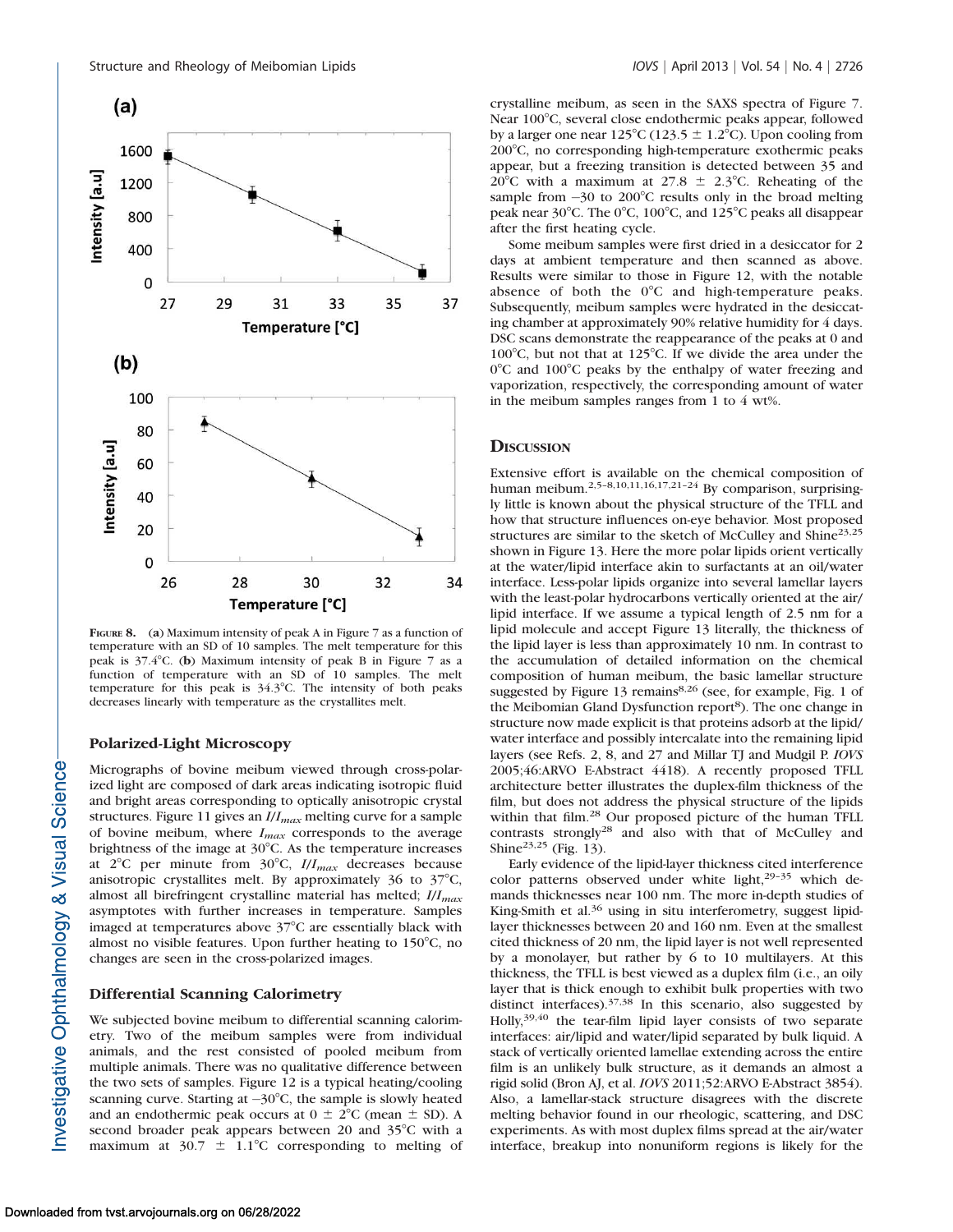**Figure 8.** (**a**) Maximum intensity of peak A in Figure 7 as a function of temperature with an SD of 10 samples. The melt temperature for this peak is 37.4°C. (**b**) Maximum intensity of peak B in Figure 7 as a function of temperature with an SD of 10 samples. The melt temperature for this peak is 34.3°C. The intensity of both peaks decreases linearly with temperature as the crystallites melt.

### Polarized-Light Microscopy

Micrographs of bovine meibum viewed through cross-polarized light are composed of dark areas indicating isotropic fluid and bright areas corresponding to optically anisotropic crystal structures. Figure 11 gives an $I/I_{max}$ melting curve for a sample of bovine meibum, where $I_{max}$ corresponds to the average brightness of the image at 30°C. As the temperature increases at 2°C per minute from 30°C, $I/I_{max}$ decreases because anisotropic crystallites melt. By approximately 36 to 37°C, almost all birefringent crystalline material has melted; $I/I_{max}$ asymptotes with further increases in temperature. Samples imaged at temperatures above 37°C are essentially black with almost no visible features. Upon further heating to 150°C, no changes are seen in the cross-polarized images.

### Differential Scanning Calorimetry

We subjected bovine meibum to differential scanning calorimetry. Two of the meibum samples were from individual animals, and the rest consisted of pooled meibum from multiple animals. There was no qualitative difference between the two sets of samples. Figure 12 is a typical heating/cooling scanning curve. Starting at −30°C, the sample is slowly heated and an endothermic peak occurs at 0 ± 2°C (mean ± SD). A second broader peak appears between 20 and 35°C with a maximum at 30.7 ± 1.1°C corresponding to melting of crystalline meibum, as seen in the SAXS spectra of Figure 7. Near 100°C, several close endothermic peaks appear, followed by a larger one near 125°C (123.5 ± 1.2°C). Upon cooling from 200°C, no corresponding high-temperature exothermic peaks appear, but a freezing transition is detected between 35 and 20°C with a maximum at 27.8 ± 2.3°C. Reheating of the sample from −30 to 200°C results only in the broad melting peak near 30°C. The 0°C, 100°C, and 125°C peaks all disappear after the first heating cycle.

Some meibum samples were first dried in a desiccator for 2 days at ambient temperature and then scanned as above. Results were similar to those in Figure 12, with the notable absence of both the 0°C and high-temperature peaks. Subsequently, meibum samples were hydrated in the desiccating chamber at approximately 90% relative humidity for 4 days. DSC scans demonstrate the reappearance of the peaks at 0 and 100°C, but not that at 125°C. If we divide the area under the 0°C and 100°C peaks by the enthalpy of water freezing and vaporization, respectively, the corresponding amount of water in the meibum samples ranges from 1 to 4 wt%.

## Discussion

Extensive effort is available on the chemical composition of human meibum.[2,5–8,10,11,16,17,21–24] By comparison, surprisingly little is known about the physical structure of the TFLL and how that structure influences on-eye behavior. Most proposed structures are similar to the sketch of McCulley and Shine[23,25] shown in Figure 13. Here the more polar lipids orient vertically at the water/lipid interface akin to surfactants at an oil/water interface. Less-polar lipids organize into several lamellar layers with the least-polar hydrocarbons vertically oriented at the air/lipid interface. If we assume a typical length of 2.5 nm for a lipid molecule and accept Figure 13 literally, the thickness of the lipid layer is less than approximately 10 nm. In contrast to the accumulation of detailed information on the chemical composition of human meibum, the basic lamellar structure suggested by Figure 13 remains[8,26] (see, for example, Fig. 1 of the Meibomian Gland Dysfunction report[8]). The one change in structure now made explicit is that proteins adsorb at the lipid/water interface and possibly intercalate into the remaining lipid layers (see Refs. 2, 8, and 27 and Millar TJ and Mudgil P. *IOVS* 2005;46:ARVO E-Abstract 4418). A recently proposed TFLL architecture better illustrates the duplex-film thickness of the film, but does not address the physical structure of the lipids within that film.[28] Our proposed picture of the human TFLL contrasts strongly[28] and also with that of McCulley and Shine[23,25] (Fig. 13).

Early evidence of the lipid-layer thickness cited interference color patterns observed under white light,[29–35] which demands thicknesses near 100 nm. The more in-depth studies of King-Smith et al.[36] using in situ interferometry, suggest lipid-layer thicknesses between 20 and 160 nm. Even at the smallest cited thickness of 20 nm, the lipid layer is not well represented by a monolayer, but rather by 6 to 10 multilayers. At this thickness, the TFLL is best viewed as a duplex film (i.e., an oily layer that is thick enough to exhibit bulk properties with two distinct interfaces).[37,38] In this scenario, also suggested by Holly,[39,40] the tear-film lipid layer consists of two separate interfaces: air/lipid and water/lipid separated by bulk liquid. A stack of vertically oriented lamellae extending across the entire film is an unlikely bulk structure, as it demands an almost a rigid solid (Bron AJ, et al. *IOVS* 2011;52:ARVO E-Abstract 3854). Also, a lamellar-stack structure disagrees with the discrete melting behavior found in our rheologic, scattering, and DSC experiments. As with most duplex films spread at the air/water interface, breakup into nonuniform regions is likely for the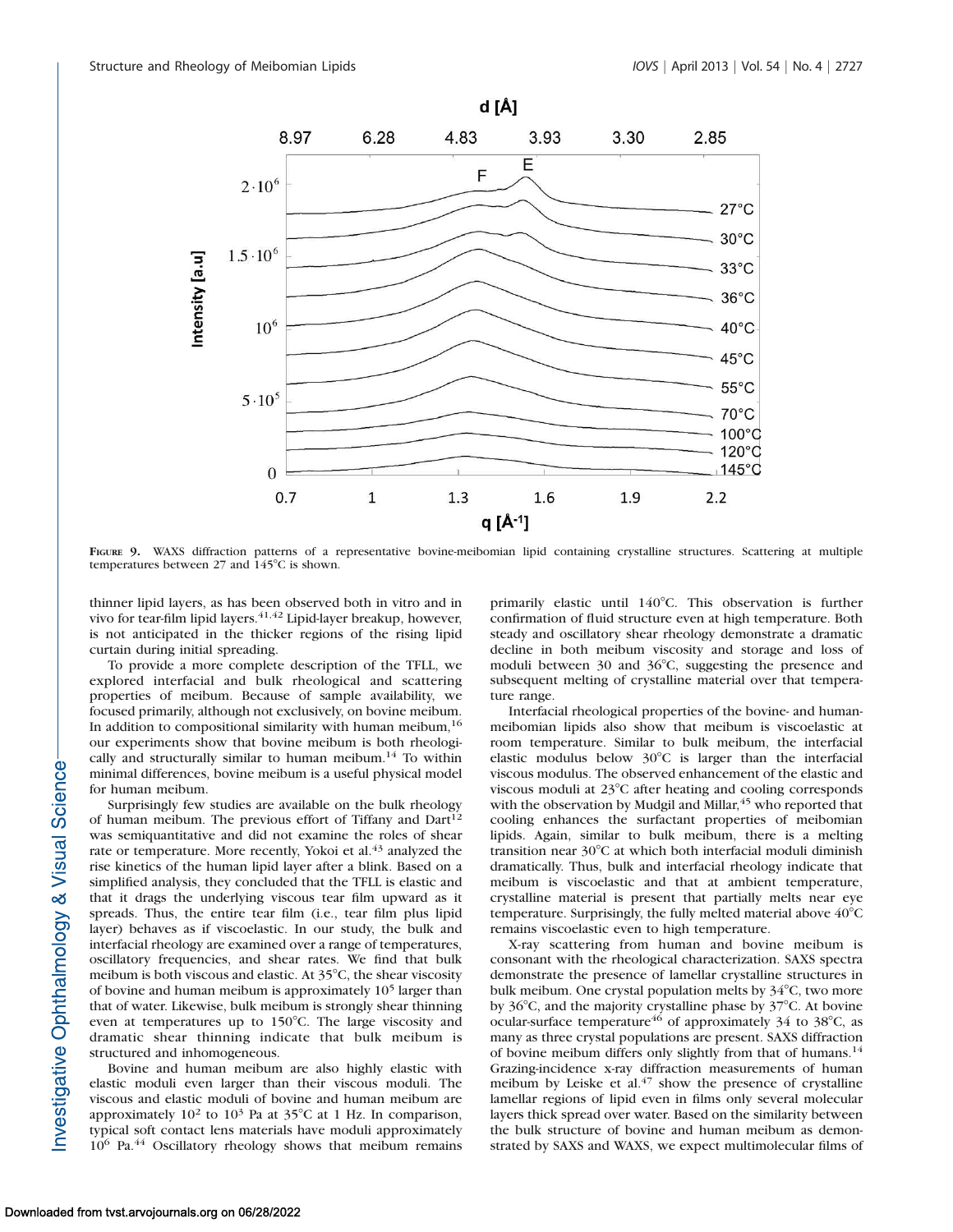**FIGURE 9.** WAXS diffraction patterns of a representative bovine-meibomian lipid containing crystalline structures. Scattering at multiple temperatures between 27 and 145°C is shown.

thinner lipid layers, as has been observed both in vitro and in vivo for tear-film lipid layers.[41,42] Lipid-layer breakup, however, is not anticipated in the thicker regions of the rising lipid curtain during initial spreading.

To provide a more complete description of the TFLL, we explored interfacial and bulk rheological and scattering properties of meibum. Because of sample availability, we focused primarily, although not exclusively, on bovine meibum. In addition to compositional similarity with human meibum,[16] our experiments show that bovine meibum is both rheologically and structurally similar to human meibum.[14] To within minimal differences, bovine meibum is a useful physical model for human meibum.

Surprisingly few studies are available on the bulk rheology of human meibum. The previous effort of Tiffany and Dart[12] was semiquantitative and did not examine the roles of shear rate or temperature. More recently, Yokoi et al.[43] analyzed the rise kinetics of the human lipid layer after a blink. Based on a simplified analysis, they concluded that the TFLL is elastic and that it drags the underlying viscous tear film upward as it spreads. Thus, the entire tear film (i.e., tear film plus lipid layer) behaves as if viscoelastic. In our study, the bulk and interfacial rheology are examined over a range of temperatures, oscillatory frequencies, and shear rates. We find that bulk meibum is both viscous and elastic. At 35°C, the shear viscosity of bovine and human meibum is approximately $10^5$ larger than that of water. Likewise, bulk meibum is strongly shear thinning even at temperatures up to 150°C. The large viscosity and dramatic shear thinning indicate that bulk meibum is structured and inhomogeneous.

Bovine and human meibum are also highly elastic with elastic moduli even larger than their viscous moduli. The viscous and elastic moduli of bovine and human meibum are approximately $10^2$ to $10^3$ Pa at 35°C at 1 Hz. In comparison, typical soft contact lens materials have moduli approximately $10^6$ Pa.[44] Oscillatory rheology shows that meibum remains primarily elastic until 140°C. This observation is further confirmation of fluid structure even at high temperature. Both steady and oscillatory shear rheology demonstrate a dramatic decline in both meibum viscosity and storage and loss of moduli between 30 and 36°C, suggesting the presence and subsequent melting of crystalline material over that temperature range.

Interfacial rheological properties of the bovine- and human-meibomian lipids also show that meibum is viscoelastic at room temperature. Similar to bulk meibum, the interfacial elastic modulus below 30°C is larger than the interfacial viscous modulus. The observed enhancement of the elastic and viscous moduli at 23°C after heating and cooling corresponds with the observation by Mudgil and Millar,[45] who reported that cooling enhances the surfactant properties of meibomian lipids. Again, similar to bulk meibum, there is a melting transition near 30°C at which both interfacial moduli diminish dramatically. Thus, bulk and interfacial rheology indicate that meibum is viscoelastic and that at ambient temperature, crystalline material is present that partially melts near eye temperature. Surprisingly, the fully melted material above 40°C remains viscoelastic even to high temperature.

X-ray scattering from human and bovine meibum is consonant with the rheological characterization. SAXS spectra demonstrate the presence of lamellar crystalline structures in bulk meibum. One crystal population melts by 34°C, two more by 36°C, and the majority crystalline phase by 37°C. At bovine ocular-surface temperature[46] of approximately 34 to 38°C, as many as three crystal populations are present. SAXS diffraction of bovine meibum differs only slightly from that of humans.[14] Grazing-incidence x-ray diffraction measurements of human meibum by Leiske et al.[47] show the presence of crystalline lamellar regions of lipid even in films only several molecular layers thick spread over water. Based on the similarity between the bulk structure of bovine and human meibum as demonstrated by SAXS and WAXS, we expect multimolecular films of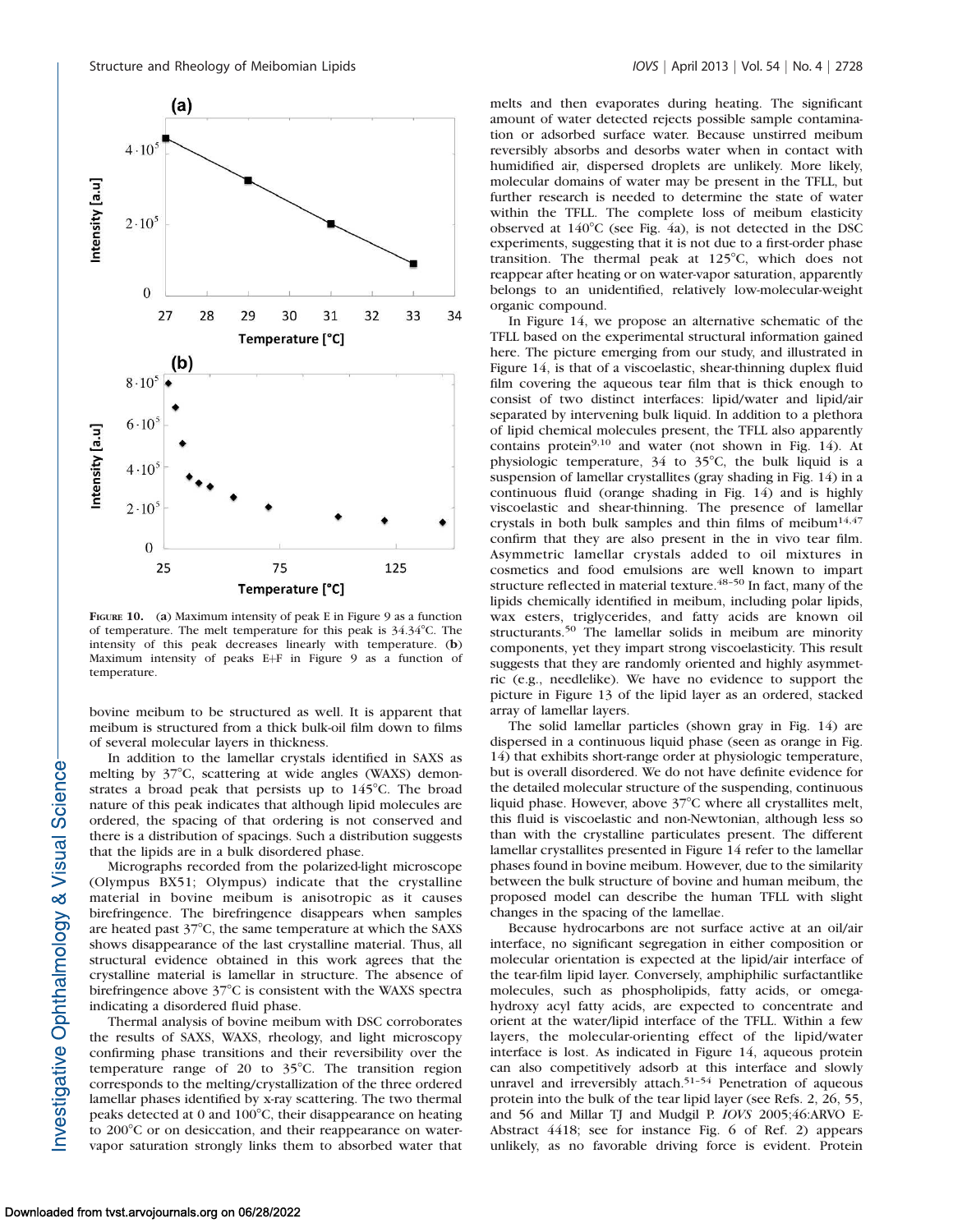FIGURE 10. (a) Maximum intensity of peak E in Figure 9 as a function of temperature. The melt temperature for this peak is 34.34°C. The intensity of this peak decreases linearly with temperature. (b) Maximum intensity of peaks E+F in Figure 9 as a function of temperature.

bovine meibum to be structured as well. It is apparent that meibum is structured from a thick bulk-oil film down to films of several molecular layers in thickness.

In addition to the lamellar crystals identified in SAXS as melting by 37°C, scattering at wide angles (WAXS) demonstrates a broad peak that persists up to 145°C. The broad nature of this peak indicates that although lipid molecules are ordered, the spacing of that ordering is not conserved and there is a distribution of spacings. Such a distribution suggests that the lipids are in a bulk disordered phase.

Micrographs recorded from the polarized-light microscope (Olympus BX51; Olympus) indicate that the crystalline material in bovine meibum is anisotropic as it causes birefringence. The birefringence disappears when samples are heated past 37°C, the same temperature at which the SAXS shows disappearance of the last crystalline material. Thus, all structural evidence obtained in this work agrees that the crystalline material is lamellar in structure. The absence of birefringence above 37°C is consistent with the WAXS spectra indicating a disordered fluid phase.

Thermal analysis of bovine meibum with DSC corroborates the results of SAXS, WAXS, rheology, and light microscopy confirming phase transitions and their reversibility over the temperature range of 20 to 35°C. The transition region corresponds to the melting/crystallization of the three ordered lamellar phases identified by x-ray scattering. The two thermal peaks detected at 0 and 100°C, their disappearance on heating to 200°C or on desiccation, and their reappearance on water-vapor saturation strongly links them to absorbed water that melts and then evaporates during heating. The significant amount of water detected rejects possible sample contamination or adsorbed surface water. Because unstirred meibum reversibly absorbs and desorbs water when in contact with humidified air, dispersed droplets are unlikely. More likely, molecular domains of water may be present in the TFLL, but further research is needed to determine the state of water within the TFLL. The complete loss of meibum elasticity observed at 140°C (see Fig. 4a), is not detected in the DSC experiments, suggesting that it is not due to a first-order phase transition. The thermal peak at 125°C, which does not reappear after heating or on water-vapor saturation, apparently belongs to an unidentified, relatively low-molecular-weight organic compound.

In Figure 14, we propose an alternative schematic of the TFLL based on the experimental structural information gained here. The picture emerging from our study, and illustrated in Figure 14, is that of a viscoelastic, shear-thinning duplex fluid film covering the aqueous tear film that is thick enough to consist of two distinct interfaces: lipid/water and lipid/air separated by intervening bulk liquid. In addition to a plethora of lipid chemical molecules present, the TFLL also apparently contains protein[9,10] and water (not shown in Fig. 14). At physiologic temperature, 34 to 35°C, the bulk liquid is a suspension of lamellar crystallites (gray shading in Fig. 14) in a continuous fluid (orange shading in Fig. 14) and is highly viscoelastic and shear-thinning. The presence of lamellar crystals in both bulk samples and thin films of meibum[14,47] confirm that they are also present in the in vivo tear film. Asymmetric lamellar crystals added to oil mixtures in cosmetics and food emulsions are well known to impart structure reflected in material texture.[48–50] In fact, many of the lipids chemically identified in meibum, including polar lipids, wax esters, triglycerides, and fatty acids are known oil structurants.[50] The lamellar solids in meibum are minority components, yet they impart strong viscoelasticity. This result suggests that they are randomly oriented and highly asymmetric (e.g., needlelike). We have no evidence to support the picture in Figure 13 of the lipid layer as an ordered, stacked array of lamellar layers.

The solid lamellar particles (shown gray in Fig. 14) are dispersed in a continuous liquid phase (seen as orange in Fig. 14) that exhibits short-range order at physiologic temperature, but is overall disordered. We do not have definite evidence for the detailed molecular structure of the suspending, continuous liquid phase. However, above 37°C where all crystallites melt, this fluid is viscoelastic and non-Newtonian, although less so than with the crystalline particulates present. The different lamellar crystallites presented in Figure 14 refer to the lamellar phases found in bovine meibum. However, due to the similarity between the bulk structure of bovine and human meibum, the proposed model can describe the human TFLL with slight changes in the spacing of the lamellae.

Because hydrocarbons are not surface active at an oil/air interface, no significant segregation in either composition or molecular orientation is expected at the lipid/air interface of the tear-film lipid layer. Conversely, amphiphilic surfactantlike molecules, such as phospholipids, fatty acids, or omega-hydroxy acyl fatty acids, are expected to concentrate and orient at the water/lipid interface of the TFLL. Within a few layers, the molecular-orienting effect of the lipid/water interface is lost. As indicated in Figure 14, aqueous protein can also competitively adsorb at this interface and slowly unravel and irreversibly attach.[51–54] Penetration of aqueous protein into the bulk of the tear lipid layer (see Refs. 2, 26, 55, and 56 and Millar TJ and Mudgil P. *IOVS* 2005;46:ARVO E-Abstract 4418; see for instance Fig. 6 of Ref. 2) appears unlikely, as no favorable driving force is evident. Protein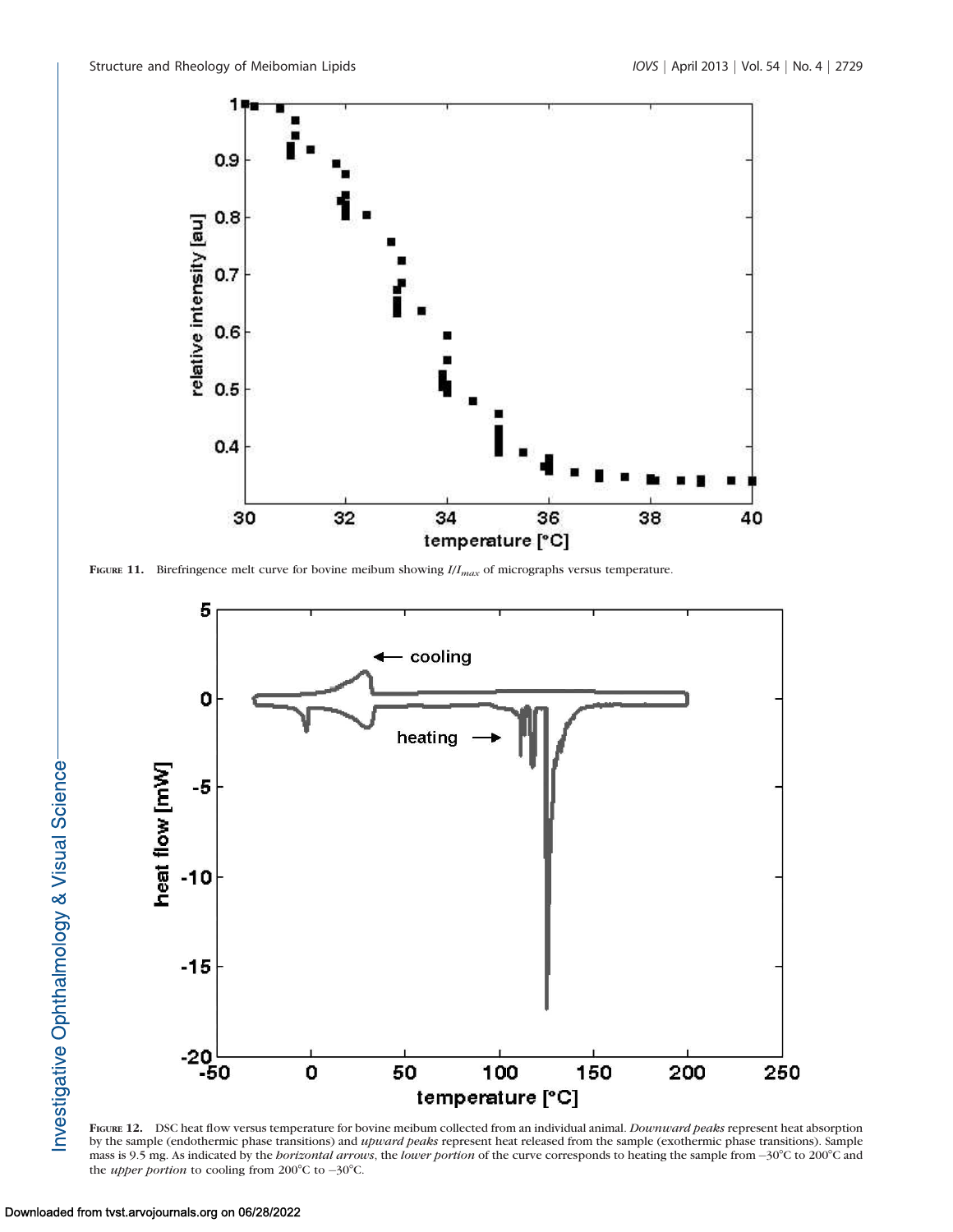**Figure 11.** Birefringence melt curve for bovine meibum showing $I/I_{max}$ of micrographs versus temperature.

**Figure 12.** DSC heat flow versus temperature for bovine meibum collected from an individual animal. *Downward peaks* represent heat absorption by the sample (endothermic phase transitions) and *upward peaks* represent heat released from the sample (exothermic phase transitions). Sample mass is 9.5 mg. As indicated by the *horizontal arrows*, the *lower portion* of the curve corresponds to heating the sample from −30°C to 200°C and the *upper portion* to cooling from 200°C to −30°C.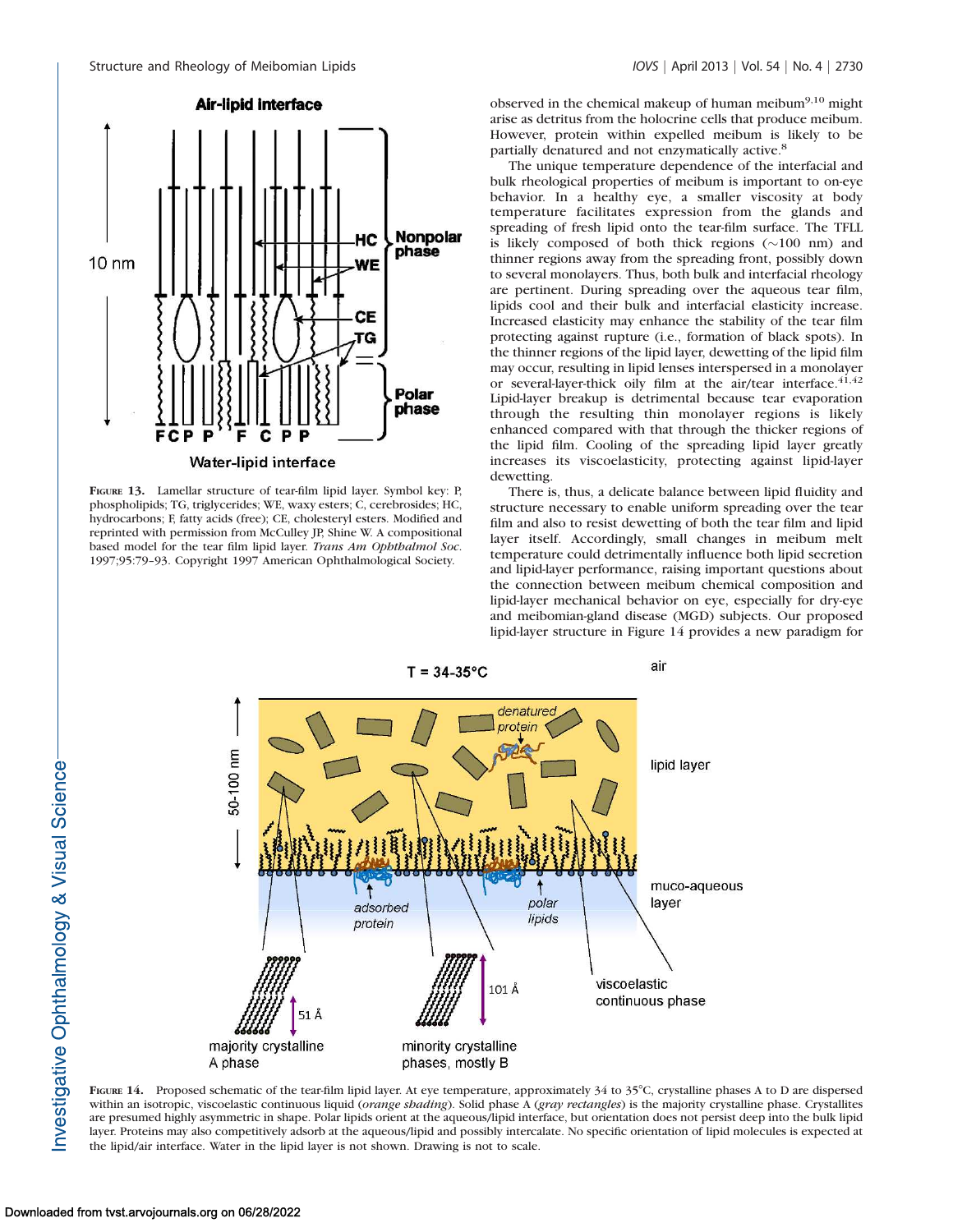FIGURE 13. Lamellar structure of tear-film lipid layer. Symbol key: P, phospholipids; TG, triglycerides; WE, waxy esters; C, cerebrosides; HC, hydrocarbons; F, fatty acids (free); CE, cholesteryl esters. Modified and reprinted with permission from McCulley JP, Shine W. A compositional based model for the tear film lipid layer. *Trans Am Ophthalmol Soc*. 1997;95:79–93. Copyright 1997 American Ophthalmological Society.

observed in the chemical makeup of human meibum[9,10] might arise as detritus from the holocrine cells that produce meibum. However, protein within expelled meibum is likely to be partially denatured and not enzymatically active.[8]

The unique temperature dependence of the interfacial and bulk rheological properties of meibum is important to on-eye behavior. In a healthy eye, a smaller viscosity at body temperature facilitates expression from the glands and spreading of fresh lipid onto the tear-film surface. The TFLL is likely composed of both thick regions (~100 nm) and thinner regions away from the spreading front, possibly down to several monolayers. Thus, both bulk and interfacial rheology are pertinent. During spreading over the aqueous tear film, lipids cool and their bulk and interfacial elasticity increase. Increased elasticity may enhance the stability of the tear film protecting against rupture (i.e., formation of black spots). In the thinner regions of the lipid layer, dewetting of the lipid film may occur, resulting in lipid lenses interspersed in a monolayer or several-layer-thick oily film at the air/tear interface.[41,42] Lipid-layer breakup is detrimental because tear evaporation through the resulting thin monolayer regions is likely enhanced compared with that through the thicker regions of the lipid film. Cooling of the spreading lipid layer greatly increases its viscoelasticity, protecting against lipid-layer dewetting.

There is, thus, a delicate balance between lipid fluidity and structure necessary to enable uniform spreading over the tear film and also to resist dewetting of both the tear film and lipid layer itself. Accordingly, small changes in meibum melt temperature could detrimentally influence both lipid secretion and lipid-layer performance, raising important questions about the connection between meibum chemical composition and lipid-layer mechanical behavior on eye, especially for dry-eye and meibomian-gland disease (MGD) subjects. Our proposed lipid-layer structure in Figure 14 provides a new paradigm for

FIGURE 14. Proposed schematic of the tear-film lipid layer. At eye temperature, approximately 34 to 35°C, crystalline phases A to D are dispersed within an isotropic, viscoelastic continuous liquid (*orange shading*). Solid phase A (*gray rectangles*) is the majority crystalline phase. Crystallites are presumed highly asymmetric in shape. Polar lipids orient at the aqueous/lipid interface, but orientation does not persist deep into the bulk lipid layer. Proteins may also competitively adsorb at the aqueous/lipid and possibly intercalate. No specific orientation of lipid molecules is expected at the lipid/air interface. Water in the lipid layer is not shown. Drawing is not to scale.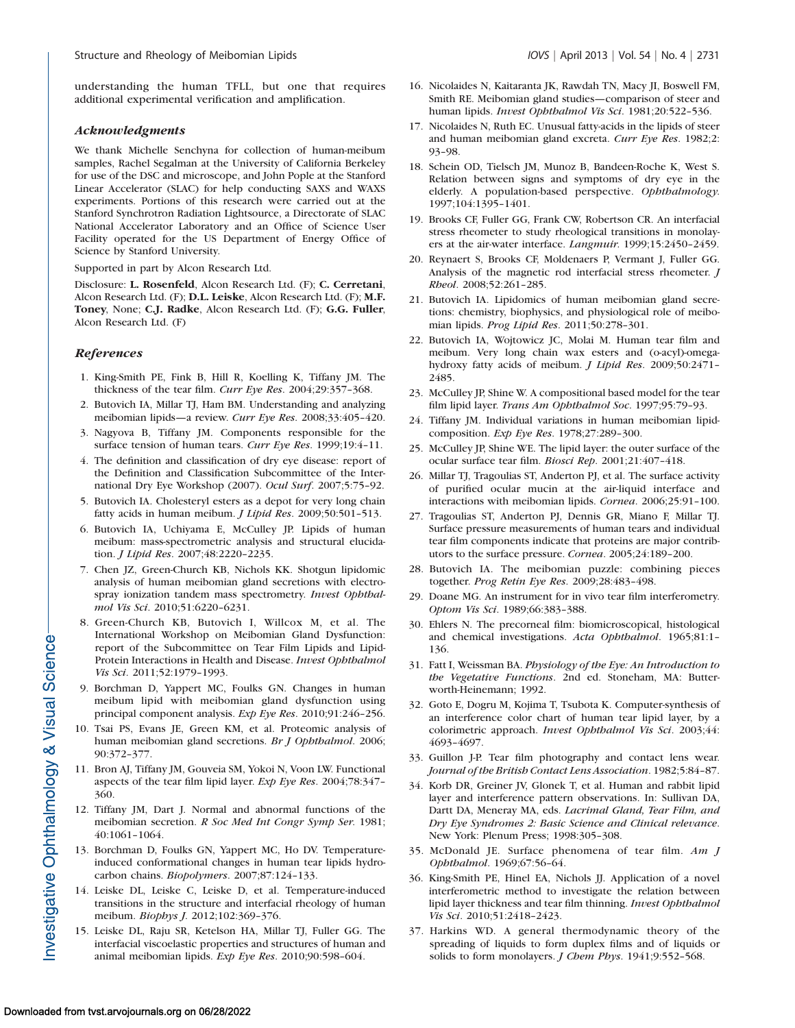understanding the human TFLL, but one that requires additional experimental verification and amplification.

### Acknowledgments

We thank Michelle Senchyna for collection of human-meibum samples, Rachel Segalman at the University of California Berkeley for use of the DSC and microscope, and John Pople at the Stanford Linear Accelerator (SLAC) for help conducting SAXS and WAXS experiments. Portions of this research were carried out at the Stanford Synchrotron Radiation Lightsource, a Directorate of SLAC National Accelerator Laboratory and an Office of Science User Facility operated for the US Department of Energy Office of Science by Stanford University.

Supported in part by Alcon Research Ltd.

Disclosure: **L. Rosenfeld**, Alcon Research Ltd. (F); **C. Cerretani**, Alcon Research Ltd. (F); **D.L. Leiske**, Alcon Research Ltd. (F); **M.F. Toney**, None; **C.J. Radke**, Alcon Research Ltd. (F); **G.G. Fuller**, Alcon Research Ltd. (F)

### References

1. King-Smith PE, Fink B, Hill R, Koelling K, Tiffany JM. The thickness of the tear film. *Curr Eye Res*. 2004;29:357–368.
2. Butovich IA, Millar TJ, Ham BM. Understanding and analyzing meibomian lipids—a review. *Curr Eye Res*. 2008;33:405–420.
3. Nagyova B, Tiffany JM. Components responsible for the surface tension of human tears. *Curr Eye Res*. 1999;19:4–11.
4. The definition and classification of dry eye disease: report of the Definition and Classification Subcommittee of the International Dry Eye Workshop (2007). *Ocul Surf*. 2007;5:75–92.
5. Butovich IA. Cholesteryl esters as a depot for very long chain fatty acids in human meibum. *J Lipid Res*. 2009;50:501–513.
6. Butovich IA, Uchiyama E, McCulley JP. Lipids of human meibum: mass-spectrometric analysis and structural elucidation. *J Lipid Res*. 2007;48:2220–2235.
7. Chen JZ, Green-Church KB, Nichols KK. Shotgun lipidomic analysis of human meibomian gland secretions with electrospray ionization tandem mass spectrometry. *Invest Ophthalmol Vis Sci*. 2010;51:6220–6231.
8. Green-Church KB, Butovich I, Willcox M, et al. The International Workshop on Meibomian Gland Dysfunction: report of the Subcommittee on Tear Film Lipids and Lipid-Protein Interactions in Health and Disease. *Invest Ophthalmol Vis Sci*. 2011;52:1979–1993.
9. Borchman D, Yappert MC, Foulks GN. Changes in human meibum lipid with meibomian gland dysfunction using principal component analysis. *Exp Eye Res*. 2010;91:246–256.
10. Tsai PS, Evans JE, Green KM, et al. Proteomic analysis of human meibomian gland secretions. *Br J Ophthalmol*. 2006; 90:372–377.
11. Bron AJ, Tiffany JM, Gouveia SM, Yokoi N, Voon LW. Functional aspects of the tear film lipid layer. *Exp Eye Res*. 2004;78:347–360.
12. Tiffany JM, Dart J. Normal and abnormal functions of the meibomian secretion. *R Soc Med Int Congr Symp Ser*. 1981; 40:1061–1064.
13. Borchman D, Foulks GN, Yappert MC, Ho DV. Temperature-induced conformational changes in human tear lipids hydrocarbon chains. *Biopolymers*. 2007;87:124–133.
14. Leiske DL, Leiske C, Leiske D, et al. Temperature-induced transitions in the structure and interfacial rheology of human meibum. *Biophys J*. 2012;102:369–376.
15. Leiske DL, Raju SR, Ketelson HA, Millar TJ, Fuller GG. The interfacial viscoelastic properties and structures of human and animal meibomian lipids. *Exp Eye Res*. 2010;90:598–604.
16. Nicolaides N, Kaitaranta JK, Rawdah TN, Macy JI, Boswell FM, Smith RE. Meibomian gland studies—comparison of steer and human lipids. *Invest Ophthalmol Vis Sci*. 1981;20:522–536.
17. Nicolaides N, Ruth EC. Unusual fatty-acids in the lipids of steer and human meibomian gland excreta. *Curr Eye Res*. 1982;2: 93–98.
18. Schein OD, Tielsch JM, Munoz B, Bandeen-Roche K, West S. Relation between signs and symptoms of dry eye in the elderly. A population-based perspective. *Ophthalmology*. 1997;104:1395–1401.
19. Brooks CF, Fuller GG, Frank CW, Robertson CR. An interfacial stress rheometer to study rheological transitions in monolayers at the air-water interface. *Langmuir*. 1999;15:2450–2459.
20. Reynaert S, Brooks CF, Moldenaers P, Vermant J, Fuller GG. Analysis of the magnetic rod interfacial stress rheometer. *J Rheol*. 2008;52:261–285.
21. Butovich IA. Lipidomics of human meibomian gland secretions: chemistry, biophysics, and physiological role of meibomian lipids. *Prog Lipid Res*. 2011;50:278–301.
22. Butovich IA, Wojtowicz JC, Molai M. Human tear film and meibum. Very long chain wax esters and (o-acyl)-omega-hydroxy fatty acids of meibum. *J Lipid Res*. 2009;50:2471–2485.
23. McCulley JP, Shine W. A compositional based model for the tear film lipid layer. *Trans Am Ophthalmol Soc*. 1997;95:79–93.
24. Tiffany JM. Individual variations in human meibomian lipid-composition. *Exp Eye Res*. 1978;27:289–300.
25. McCulley JP, Shine WE. The lipid layer: the outer surface of the ocular surface tear film. *Biosci Rep*. 2001;21:407–418.
26. Millar TJ, Tragoulias ST, Anderton PJ, et al. The surface activity of purified ocular mucin at the air-liquid interface and interactions with meibomian lipids. *Cornea*. 2006;25:91–100.
27. Tragoulias ST, Anderton PJ, Dennis GR, Miano F, Millar TJ. Surface pressure measurements of human tears and individual tear film components indicate that proteins are major contributors to the surface pressure. *Cornea*. 2005;24:189–200.
28. Butovich IA. The meibomian puzzle: combining pieces together. *Prog Retin Eye Res*. 2009;28:483–498.
29. Doane MG. An instrument for in vivo tear film interferometry. *Optom Vis Sci*. 1989;66:383–388.
30. Ehlers N. The precorneal film: biomicroscopical, histological and chemical investigations. *Acta Ophthalmol*. 1965;81:1–136.
31. Fatt I, Weissman BA. *Physiology of the Eye: An Introduction to the Vegetative Functions*. 2nd ed. Stoneham, MA: Butterworth-Heinemann; 1992.
32. Goto E, Dogru M, Kojima T, Tsubota K. Computer-synthesis of an interference color chart of human tear lipid layer, by a colorimetric approach. *Invest Ophthalmol Vis Sci*. 2003;44: 4693–4697.
33. Guillon J-P. Tear film photography and contact lens wear. *Journal of the British Contact Lens Association*. 1982;5:84–87.
34. Korb DR, Greiner JV, Glonek T, et al. Human and rabbit lipid layer and interference pattern observations. In: Sullivan DA, Dartt DA, Meneray MA, eds. *Lacrimal Gland, Tear Film, and Dry Eye Syndromes 2: Basic Science and Clinical relevance*. New York: Plenum Press; 1998:305–308.
35. McDonald JE. Surface phenomena of tear film. *Am J Ophthalmol*. 1969;67:56–64.
36. King-Smith PE, Hinel EA, Nichols JJ. Application of a novel interferometric method to investigate the relation between lipid layer thickness and tear film thinning. *Invest Ophthalmol Vis Sci*. 2010;51:2418–2423.
37. Harkins WD. A general thermodynamic theory of the spreading of liquids to form duplex films and of liquids or solids to form monolayers. *J Chem Phys*. 1941;9:552–568.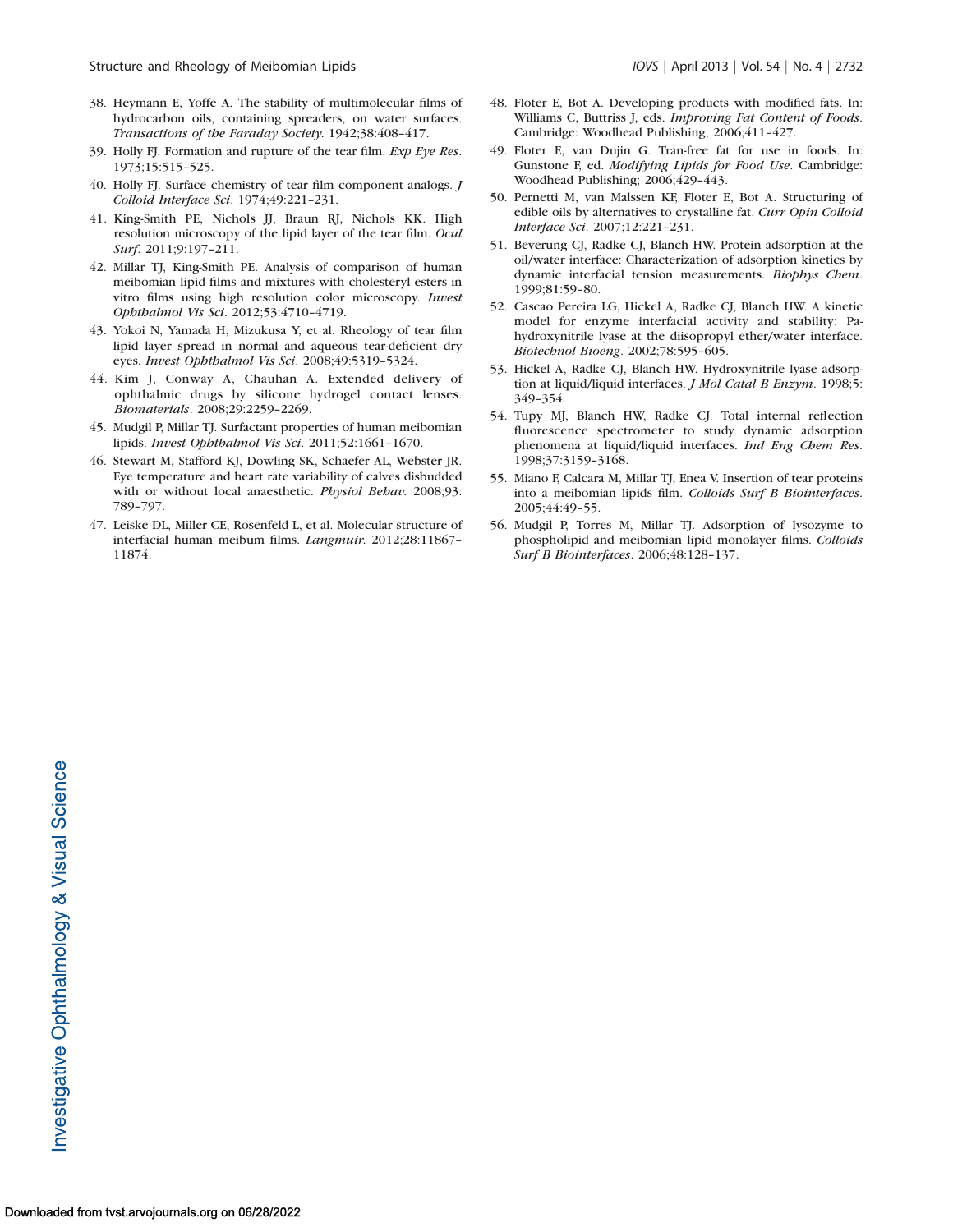38. Heymann E, Yoffe A. The stability of multimolecular films of hydrocarbon oils, containing spreaders, on water surfaces. *Transactions of the Faraday Society.* 1942;38:408–417.
39. Holly FJ. Formation and rupture of the tear film. *Exp Eye Res*. 1973;15:515–525.
40. Holly FJ. Surface chemistry of tear film component analogs. *J Colloid Interface Sci*. 1974;49:221–231.
41. King-Smith PE, Nichols JJ, Braun RJ, Nichols KK. High resolution microscopy of the lipid layer of the tear film. *Ocul Surf*. 2011;9:197–211.
42. Millar TJ, King-Smith PE. Analysis of comparison of human meibomian lipid films and mixtures with cholesteryl esters in vitro films using high resolution color microscopy. *Invest Ophthalmol Vis Sci*. 2012;53:4710–4719.
43. Yokoi N, Yamada H, Mizukusa Y, et al. Rheology of tear film lipid layer spread in normal and aqueous tear-deficient dry eyes. *Invest Ophthalmol Vis Sci*. 2008;49:5319–5324.
44. Kim J, Conway A, Chauhan A. Extended delivery of ophthalmic drugs by silicone hydrogel contact lenses. *Biomaterials*. 2008;29:2259–2269.
45. Mudgil P, Millar TJ. Surfactant properties of human meibomian lipids. *Invest Ophthalmol Vis Sci*. 2011;52:1661–1670.
46. Stewart M, Stafford KJ, Dowling SK, Schaefer AL, Webster JR. Eye temperature and heart rate variability of calves disbudded with or without local anaesthetic. *Physiol Behav.* 2008;93: 789–797.
47. Leiske DL, Miller CE, Rosenfeld L, et al. Molecular structure of interfacial human meibum films. *Langmuir.* 2012;28:11867–11874.
48. Floter E, Bot A. Developing products with modified fats. In: Williams C, Buttriss J, eds. *Improving Fat Content of Foods*. Cambridge: Woodhead Publishing; 2006;411–427.
49. Floter E, van Dujin G. Tran-free fat for use in foods. In: Gunstone F, ed. *Modifying Lipids for Food Use*. Cambridge: Woodhead Publishing; 2006;429–443.
50. Pernetti M, van Malssen KF, Floter E, Bot A. Structuring of edible oils by alternatives to crystalline fat. *Curr Opin Colloid Interface Sci*. 2007;12:221–231.
51. Beverung CJ, Radke CJ, Blanch HW. Protein adsorption at the oil/water interface: Characterization of adsorption kinetics by dynamic interfacial tension measurements. *Biophys Chem*. 1999;81:59–80.
52. Cascao Pereira LG, Hickel A, Radke CJ, Blanch HW. A kinetic model for enzyme interfacial activity and stability: Pa-hydroxynitrile lyase at the diisopropyl ether/water interface. *Biotechnol Bioeng*. 2002;78:595–605.
53. Hickel A, Radke CJ, Blanch HW. Hydroxynitrile lyase adsorption at liquid/liquid interfaces. *J Mol Catal B Enzym*. 1998;5: 349–354.
54. Tupy MJ, Blanch HW, Radke CJ. Total internal reflection fluorescence spectrometer to study dynamic adsorption phenomena at liquid/liquid interfaces. *Ind Eng Chem Res*. 1998;37:3159–3168.
55. Miano F, Calcara M, Millar TJ, Enea V. Insertion of tear proteins into a meibomian lipids film. *Colloids Surf B Biointerfaces*. 2005;44:49–55.
56. Mudgil P, Torres M, Millar TJ. Adsorption of lysozyme to phospholipid and meibomian lipid monolayer films. *Colloids Surf B Biointerfaces*. 2006;48:128–137.